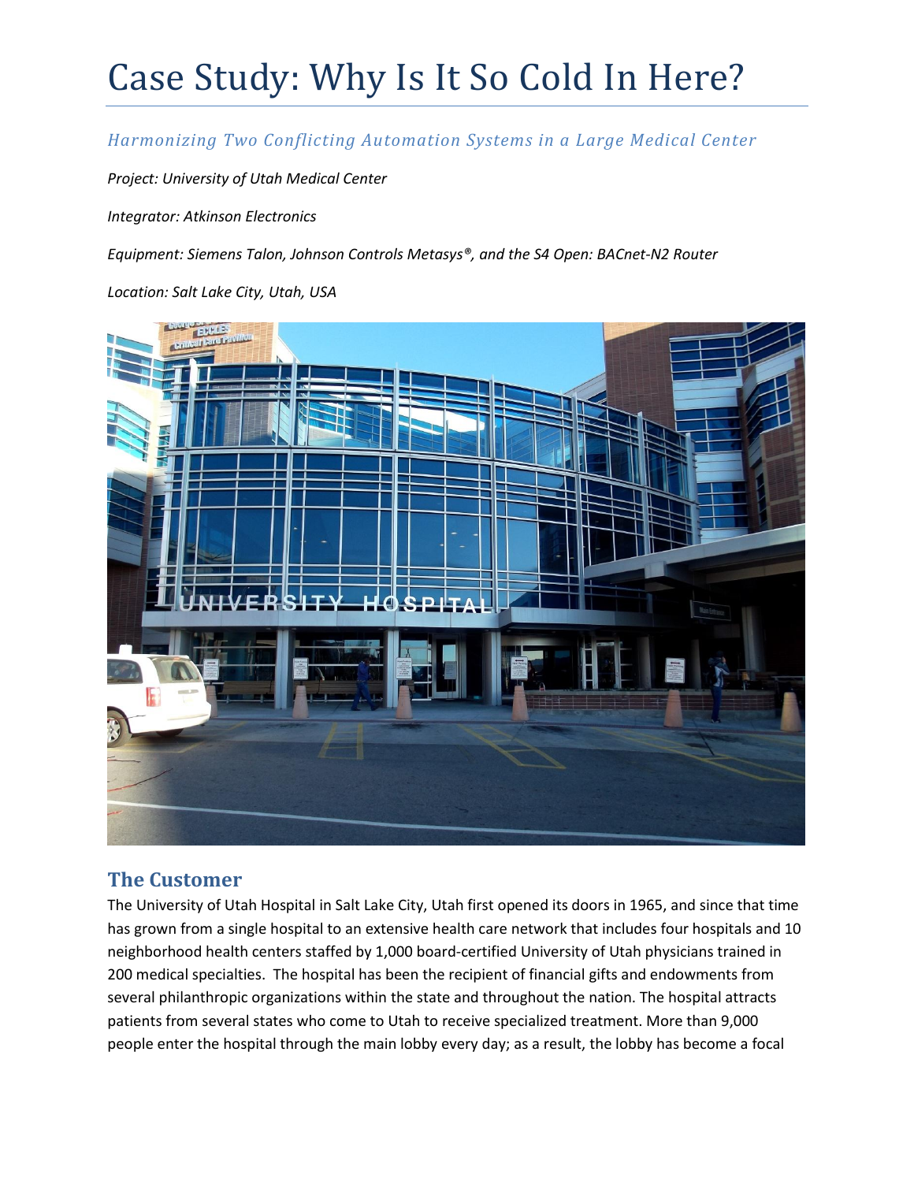# Case Study: Why Is It So Cold In Here?

*Harmonizing Two Conflicting Automation Systems in a Large Medical Center*

*Project: University of Utah Medical Center*

*Integrator: Atkinson Electronics*

*Equipment: Siemens Talon, Johnson Controls Metasys®, and the S4 Open: BACnet-N2 Router*

*Location: Salt Lake City, Utah, USA*

## The Customer

The University of Utah Hospital in Salt Lake City, Utah first opened its doors in 1965, and since that time has grown from a single hospital to an extensive health care network that includes four hospitals and 10 neighborhood health centers staffed by 1,000 board-certified University of Utah physicians trained in 200 medical specialties. The hospital has been the recipient of financial gifts and endowments from several philanthropic organizations within the state and throughout the nation. The hospital attracts patients from several states who come to Utah to receive specialized treatment. More than 9,000 people enter the hospital through the main lobby every day; as a result, the lobby has become a focal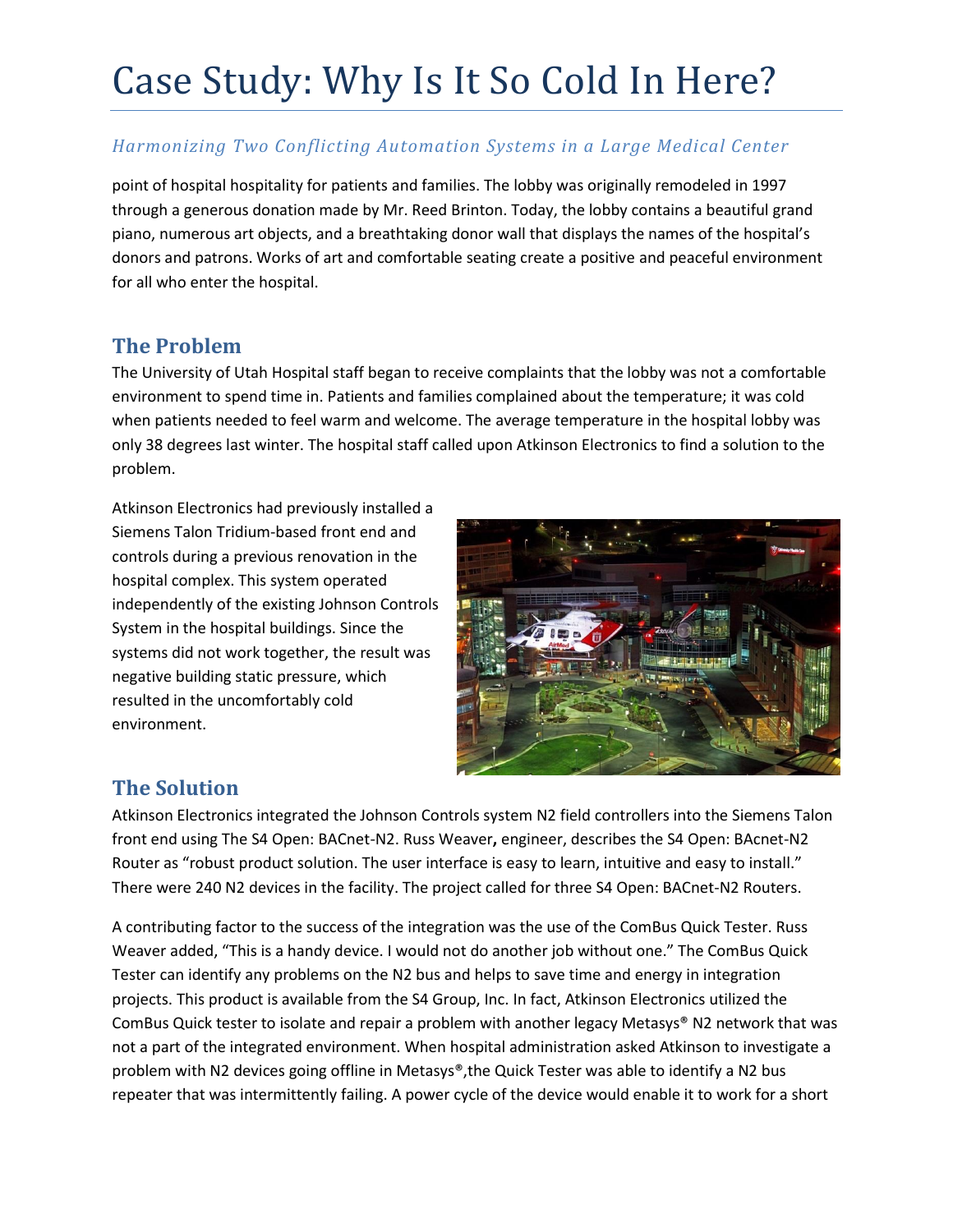# Case Study: Why Is It So Cold In Here?

*Harmonizing Two Conflicting Automation Systems in a Large Medical Center*

point of hospital hospitality for patients and families. The lobby was originally remodeled in 1997 through a generous donation made by Mr. Reed Brinton. Today, the lobby contains a beautiful grand piano, numerous art objects, and a breathtaking donor wall that displays the names of the hospital's donors and patrons. Works of art and comfortable seating create a positive and peaceful environment for all who enter the hospital.

## The Problem

The University of Utah Hospital staff began to receive complaints that the lobby was not a comfortable environment to spend time in. Patients and families complained about the temperature; it was cold when patients needed to feel warm and welcome. The average temperature in the hospital lobby was only 38 degrees last winter. The hospital staff called upon Atkinson Electronics to find a solution to the problem.

Atkinson Electronics had previously installed a Siemens Talon Tridium-based front end and controls during a previous renovation in the hospital complex. This system operated independently of the existing Johnson Controls System in the hospital buildings. Since the systems did not work together, the result was negative building static pressure, which resulted in the uncomfortably cold environment.

## The Solution

Atkinson Electronics integrated the Johnson Controls system N2 field controllers into the Siemens Talon front end using The S4 Open: BACnet-N2. Russ Weaver**,** engineer, describes the S4 Open: BAcnet-N2 Router as "robust product solution. The user interface is easy to learn, intuitive and easy to install." There were 240 N2 devices in the facility. The project called for three S4 Open: BACnet-N2 Routers.

A contributing factor to the success of the integration was the use of the ComBus Quick Tester. Russ Weaver added, "This is a handy device. I would not do another job without one." The ComBus Quick Tester can identify any problems on the N2 bus and helps to save time and energy in integration projects. This product is available from the S4 Group, Inc. In fact, Atkinson Electronics utilized the ComBus Quick tester to isolate and repair a problem with another legacy Metasys® N2 network that was not a part of the integrated environment. When hospital administration asked Atkinson to investigate a problem with N2 devices going offline in Metasys®,the Quick Tester was able to identify a N2 bus repeater that was intermittently failing. A power cycle of the device would enable it to work for a short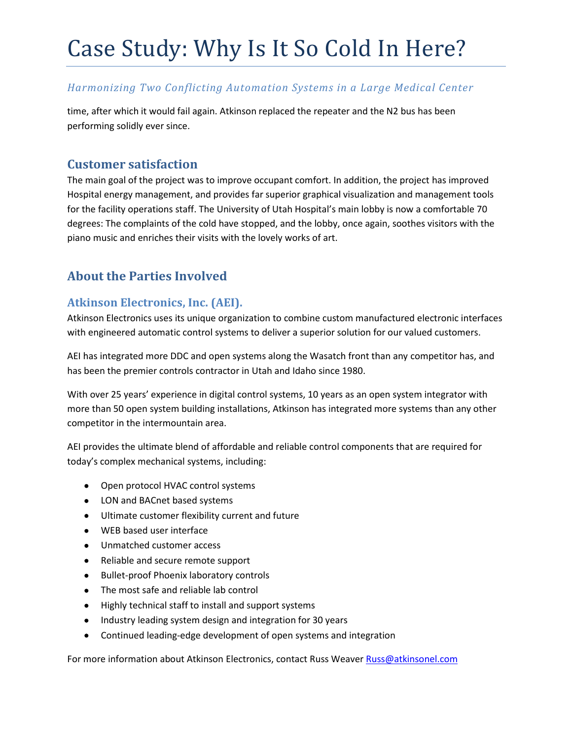time, after which it would fail again. Atkinson replaced the repeater and the N2 bus has been performing solidly ever since.

## Customer satisfaction

The main goal of the project was to improve occupant comfort. In addition, the project has improved Hospital energy management, and provides far superior graphical visualization and management tools for the facility operations staff. The University of Utah Hospital's main lobby is now a comfortable 70 degrees: The complaints of the cold have stopped, and the lobby, once again, soothes visitors with the piano music and enriches their visits with the lovely works of art.

## About the Parties Involved

### Atkinson Electronics, Inc. (AEI).

Atkinson Electronics uses its unique organization to combine custom manufactured electronic interfaces with engineered automatic control systems to deliver a superior solution for our valued customers.

AEI has integrated more DDC and open systems along the Wasatch front than any competitor has, and has been the premier controls contractor in Utah and Idaho since 1980.

With over 25 years' experience in digital control systems, 10 years as an open system integrator with more than 50 open system building installations, Atkinson has integrated more systems than any other competitor in the intermountain area.

AEI provides the ultimate blend of affordable and reliable control components that are required for today's complex mechanical systems, including:

- Open protocol HVAC control systems
- LON and BACnet based systems
- Ultimate customer flexibility current and future
- WEB based user interface
- Unmatched customer access
- Reliable and secure remote support
- Bullet-proof Phoenix laboratory controls
- The most safe and reliable lab control
- Highly technical staff to install and support systems
- Industry leading system design and integration for 30 years
- Continued leading-edge development of open systems and integration

For more information about Atkinson Electronics, contact Russ Weaver Russ@atkinsonel.com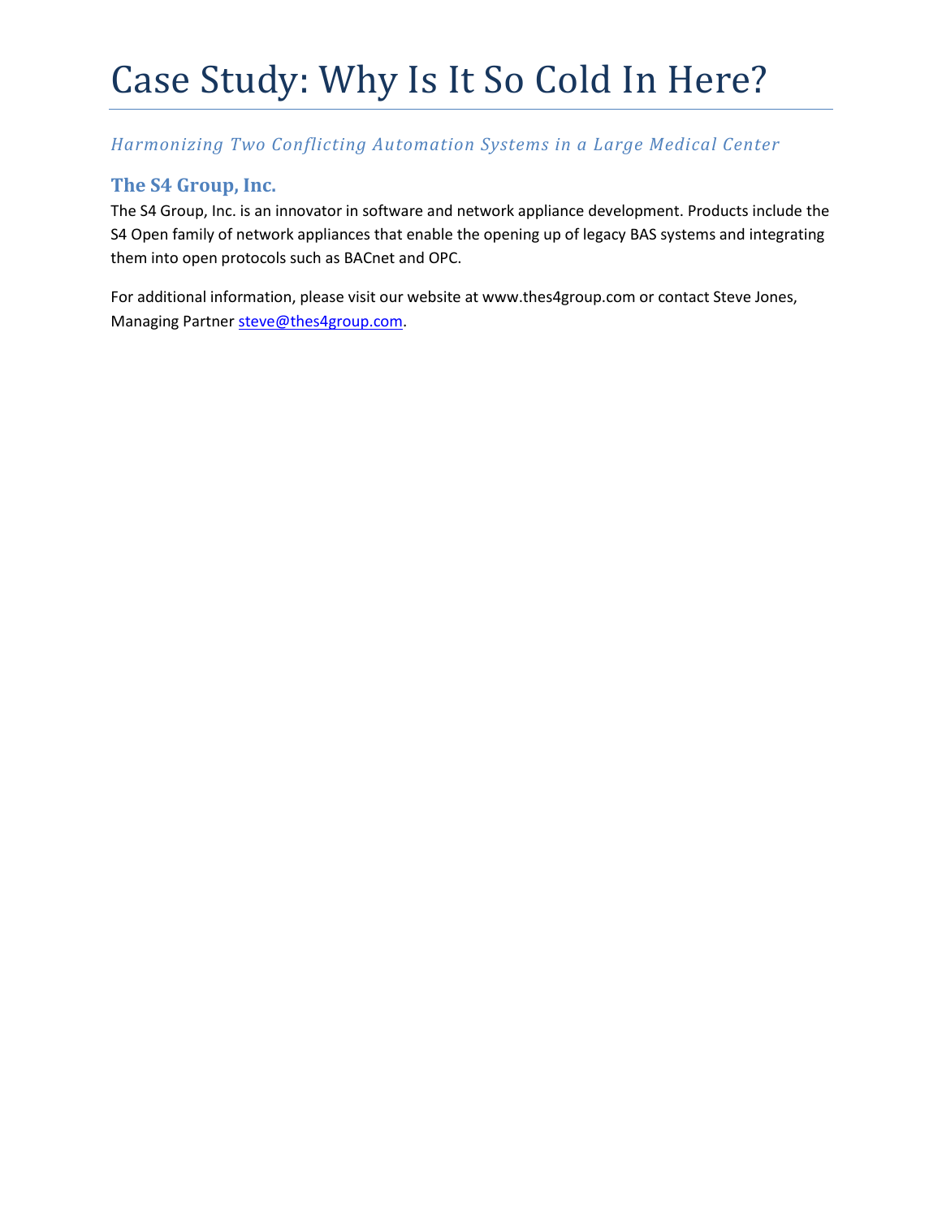# Case Study: Why Is It So Cold In Here?

*Harmonizing Two Conflicting Automation Systems in a Large Medical Center*

## The S4 Group, Inc.

The S4 Group, Inc. is an innovator in software and network appliance development. Products include the S4 Open family of network appliances that enable the opening up of legacy BAS systems and integrating them into open protocols such as BACnet and OPC.

For additional information, please visit our website at www.thes4group.com or contact Steve Jones, Managing Partner steve@thes4group.com.